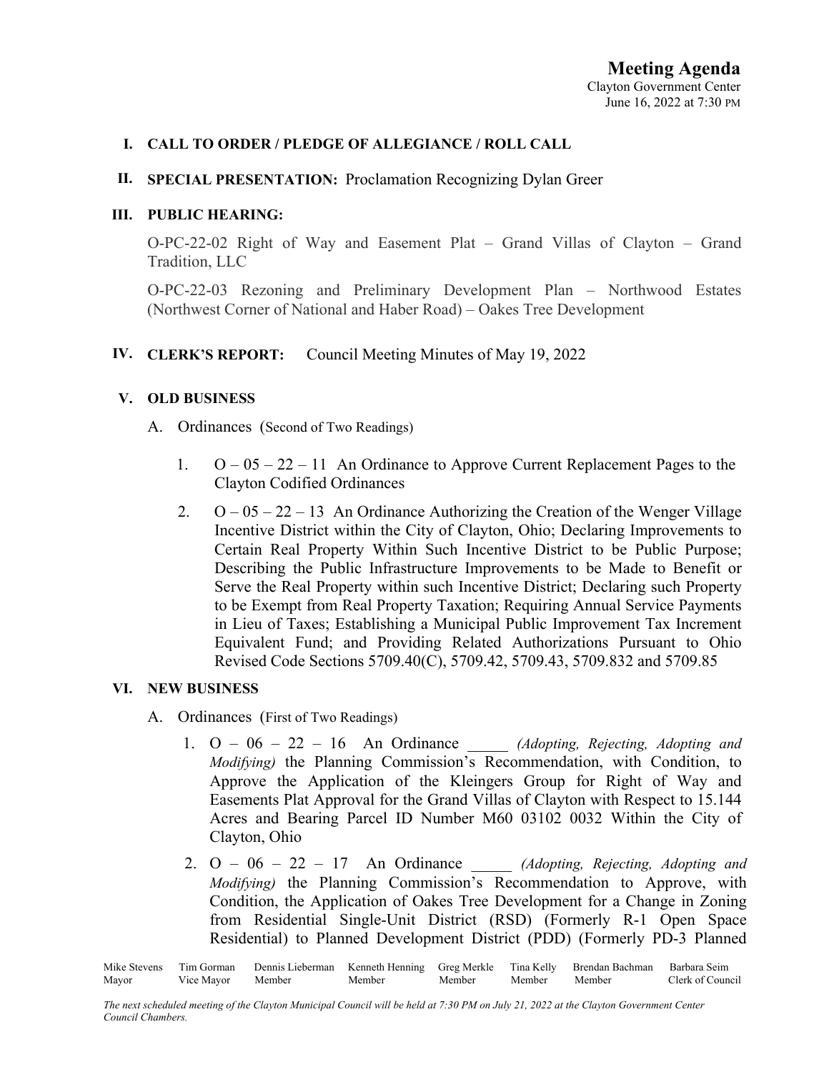# Meeting Agenda

Clayton Government Center
June 16, 2022 at 7:30 PM

**I. CALL TO ORDER / PLEDGE OF ALLEGIANCE / ROLL CALL**

**II. SPECIAL PRESENTATION:** Proclamation Recognizing Dylan Greer

**III. PUBLIC HEARING:**

O-PC-22-02 Right of Way and Easement Plat – Grand Villas of Clayton – Grand Tradition, LLC

O-PC-22-03 Rezoning and Preliminary Development Plan – Northwood Estates (Northwest Corner of National and Haber Road) – Oakes Tree Development

**IV. CLERK'S REPORT:** Council Meeting Minutes of May 19, 2022

**V. OLD BUSINESS**

A. Ordinances (Second of Two Readings)

1. O – 05 – 22 – 11 An Ordinance to Approve Current Replacement Pages to the Clayton Codified Ordinances
2. O – 05 – 22 – 13 An Ordinance Authorizing the Creation of the Wenger Village Incentive District within the City of Clayton, Ohio; Declaring Improvements to Certain Real Property Within Such Incentive District to be Public Purpose; Describing the Public Infrastructure Improvements to be Made to Benefit or Serve the Real Property within such Incentive District; Declaring such Property to be Exempt from Real Property Taxation; Requiring Annual Service Payments in Lieu of Taxes; Establishing a Municipal Public Improvement Tax Increment Equivalent Fund; and Providing Related Authorizations Pursuant to Ohio Revised Code Sections 5709.40(C), 5709.42, 5709.43, 5709.832 and 5709.85

**VI. NEW BUSINESS**

A. Ordinances (First of Two Readings)

1. O – 06 – 22 – 16 An Ordinance _____ *(Adopting, Rejecting, Adopting and Modifying)* the Planning Commission's Recommendation, with Condition, to Approve the Application of the Kleingers Group for Right of Way and Easements Plat Approval for the Grand Villas of Clayton with Respect to 15.144 Acres and Bearing Parcel ID Number M60 03102 0032 Within the City of Clayton, Ohio
2. O – 06 – 22 – 17 An Ordinance _____ *(Adopting, Rejecting, Adopting and Modifying)* the Planning Commission's Recommendation to Approve, with Condition, the Application of Oakes Tree Development for a Change in Zoning from Residential Single-Unit District (RSD) (Formerly R-1 Open Space Residential) to Planned Development District (PDD) (Formerly PD-3 Planned

| Mike Stevens | Tim Gorman | Dennis Lieberman | Kenneth Henning | Greg Merkle | Tina Kelly | Brendan Bachman | Barbara Seim |
|---|---|---|---|---|---|---|---|
| Mayor | Vice Mayor | Member | Member | Member | Member | Member | Clerk of Council |

*The next scheduled meeting of the Clayton Municipal Council will be held at 7:30 PM on July 21, 2022 at the Clayton Government Center Council Chambers.*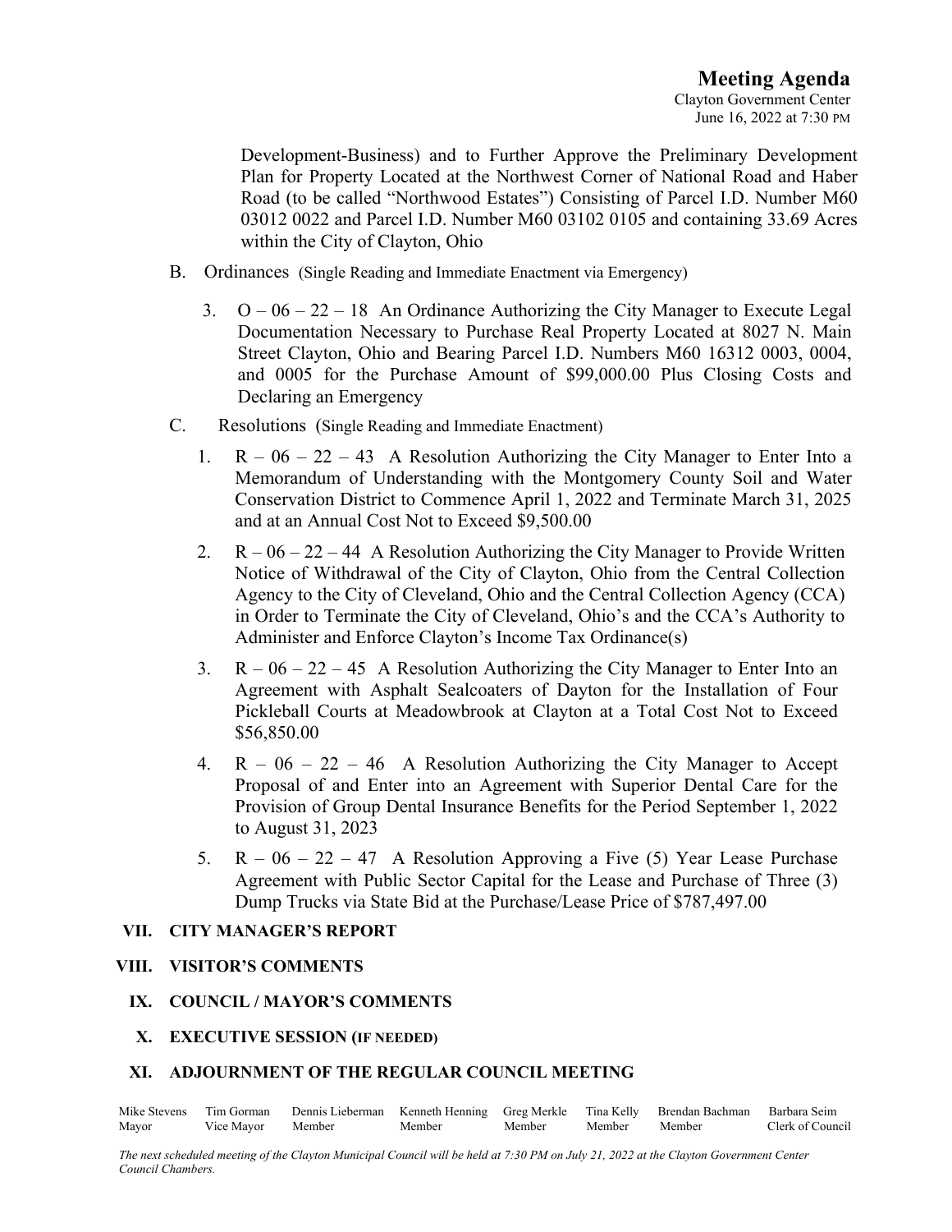Development-Business) and to Further Approve the Preliminary Development Plan for Property Located at the Northwest Corner of National Road and Haber Road (to be called "Northwood Estates") Consisting of Parcel I.D. Number M60 03012 0022 and Parcel I.D. Number M60 03102 0105 and containing 33.69 Acres within the City of Clayton, Ohio

B. Ordinances (Single Reading and Immediate Enactment via Emergency)

3. O – 06 – 22 – 18 An Ordinance Authorizing the City Manager to Execute Legal Documentation Necessary to Purchase Real Property Located at 8027 N. Main Street Clayton, Ohio and Bearing Parcel I.D. Numbers M60 16312 0003, 0004, and 0005 for the Purchase Amount of $99,000.00 Plus Closing Costs and Declaring an Emergency

C. Resolutions (Single Reading and Immediate Enactment)

1. R – 06 – 22 – 43 A Resolution Authorizing the City Manager to Enter Into a Memorandum of Understanding with the Montgomery County Soil and Water Conservation District to Commence April 1, 2022 and Terminate March 31, 2025 and at an Annual Cost Not to Exceed $9,500.00
2. R – 06 – 22 – 44 A Resolution Authorizing the City Manager to Provide Written Notice of Withdrawal of the City of Clayton, Ohio from the Central Collection Agency to the City of Cleveland, Ohio and the Central Collection Agency (CCA) in Order to Terminate the City of Cleveland, Ohio's and the CCA's Authority to Administer and Enforce Clayton's Income Tax Ordinance(s)
3. R – 06 – 22 – 45 A Resolution Authorizing the City Manager to Enter Into an Agreement with Asphalt Sealcoaters of Dayton for the Installation of Four Pickleball Courts at Meadowbrook at Clayton at a Total Cost Not to Exceed $56,850.00
4. R – 06 – 22 – 46 A Resolution Authorizing the City Manager to Accept Proposal of and Enter into an Agreement with Superior Dental Care for the Provision of Group Dental Insurance Benefits for the Period September 1, 2022 to August 31, 2023
5. R – 06 – 22 – 47 A Resolution Approving a Five (5) Year Lease Purchase Agreement with Public Sector Capital for the Lease and Purchase of Three (3) Dump Trucks via State Bid at the Purchase/Lease Price of $787,497.00

**VII. CITY MANAGER'S REPORT**

**VIII. VISITOR'S COMMENTS**

**IX. COUNCIL / MAYOR'S COMMENTS**

**X. EXECUTIVE SESSION (IF NEEDED)**

**XI. ADJOURNMENT OF THE REGULAR COUNCIL MEETING**

| | | | | | | | |
|---|---|---|---|---|---|---|---|
| Mike Stevens | Tim Gorman | Dennis Lieberman | Kenneth Henning | Greg Merkle | Tina Kelly | Brendan Bachman | Barbara Seim |
| Mayor | Vice Mayor | Member | Member | Member | Member | Member | Clerk of Council |

*The next scheduled meeting of the Clayton Municipal Council will be held at 7:30 PM on July 21, 2022 at the Clayton Government Center Council Chambers.*